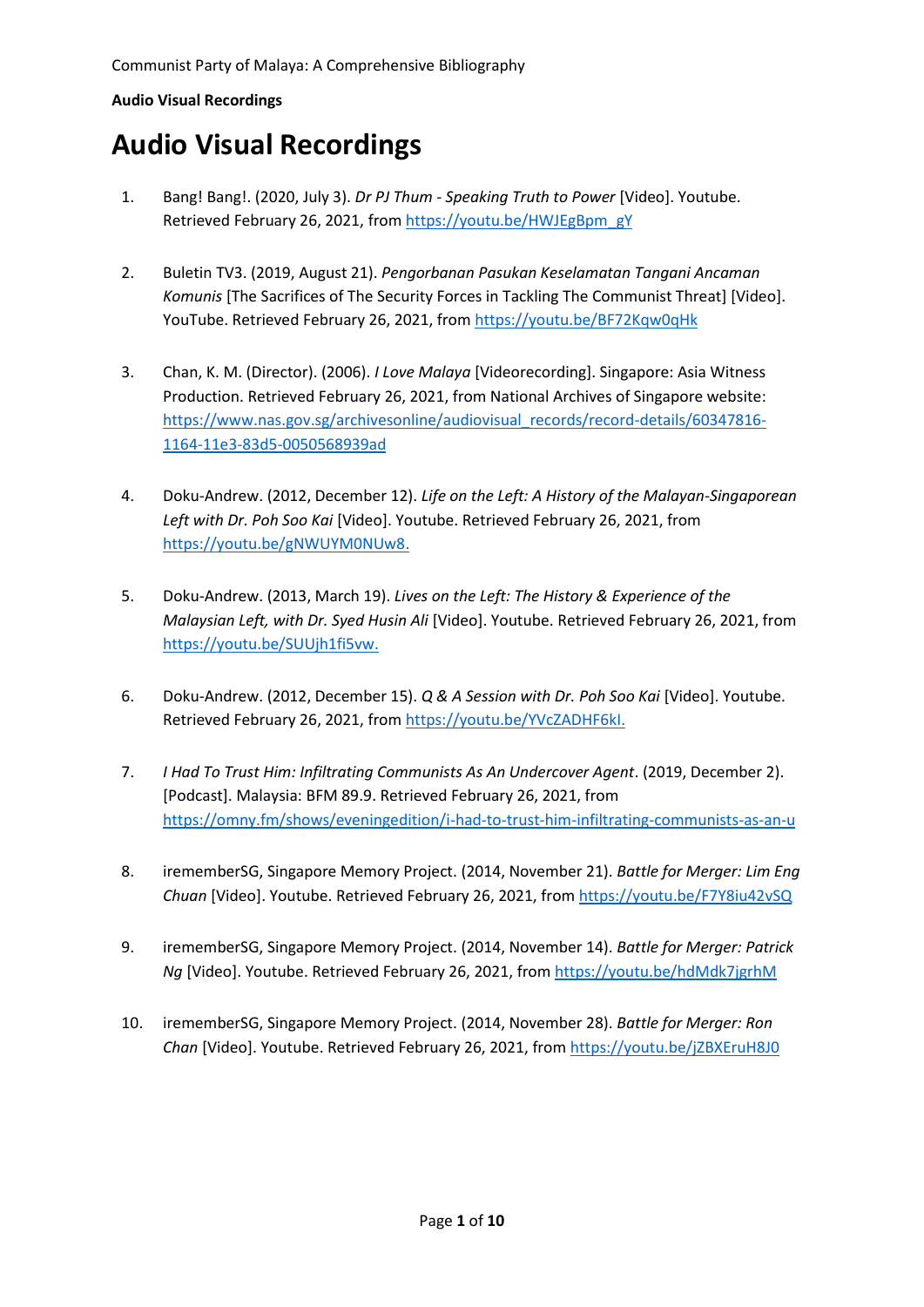# Audio Visual Recordings

1. Bang! Bang!. (2020, July 3). *Dr PJ Thum - Speaking Truth to Power* [Video]. Youtube. Retrieved February 26, 2021, from https://youtu.be/HWJEgBpm_gY

2. Buletin TV3. (2019, August 21). *Pengorbanan Pasukan Keselamatan Tangani Ancaman Komunis* [The Sacrifices of The Security Forces in Tackling The Communist Threat] [Video]. YouTube. Retrieved February 26, 2021, from https://youtu.be/BF72Kqw0qHk

3. Chan, K. M. (Director). (2006). *I Love Malaya* [Videorecording]. Singapore: Asia Witness Production. Retrieved February 26, 2021, from National Archives of Singapore website: https://www.nas.gov.sg/archivesonline/audiovisual_records/record-details/60347816-1164-11e3-83d5-0050568939ad

4. Doku-Andrew. (2012, December 12). *Life on the Left: A History of the Malayan-Singaporean Left with Dr. Poh Soo Kai* [Video]. Youtube. Retrieved February 26, 2021, from https://youtu.be/gNWUYM0NUw8.

5. Doku-Andrew. (2013, March 19). *Lives on the Left: The History & Experience of the Malaysian Left, with Dr. Syed Husin Ali* [Video]. Youtube. Retrieved February 26, 2021, from https://youtu.be/SUUjh1fi5vw.

6. Doku-Andrew. (2012, December 15). *Q & A Session with Dr. Poh Soo Kai* [Video]. Youtube. Retrieved February 26, 2021, from https://youtu.be/YVcZADHF6kI.

7. *I Had To Trust Him: Infiltrating Communists As An Undercover Agent*. (2019, December 2). [Podcast]. Malaysia: BFM 89.9. Retrieved February 26, 2021, from https://omny.fm/shows/eveningedition/i-had-to-trust-him-infiltrating-communists-as-an-u

8. irememberSG, Singapore Memory Project. (2014, November 21). *Battle for Merger: Lim Eng Chuan* [Video]. Youtube. Retrieved February 26, 2021, from https://youtu.be/F7Y8iu42vSQ

9. irememberSG, Singapore Memory Project. (2014, November 14). *Battle for Merger: Patrick Ng* [Video]. Youtube. Retrieved February 26, 2021, from https://youtu.be/hdMdk7jgrhM

10. irememberSG, Singapore Memory Project. (2014, November 28). *Battle for Merger: Ron Chan* [Video]. Youtube. Retrieved February 26, 2021, from https://youtu.be/jZBXEruH8J0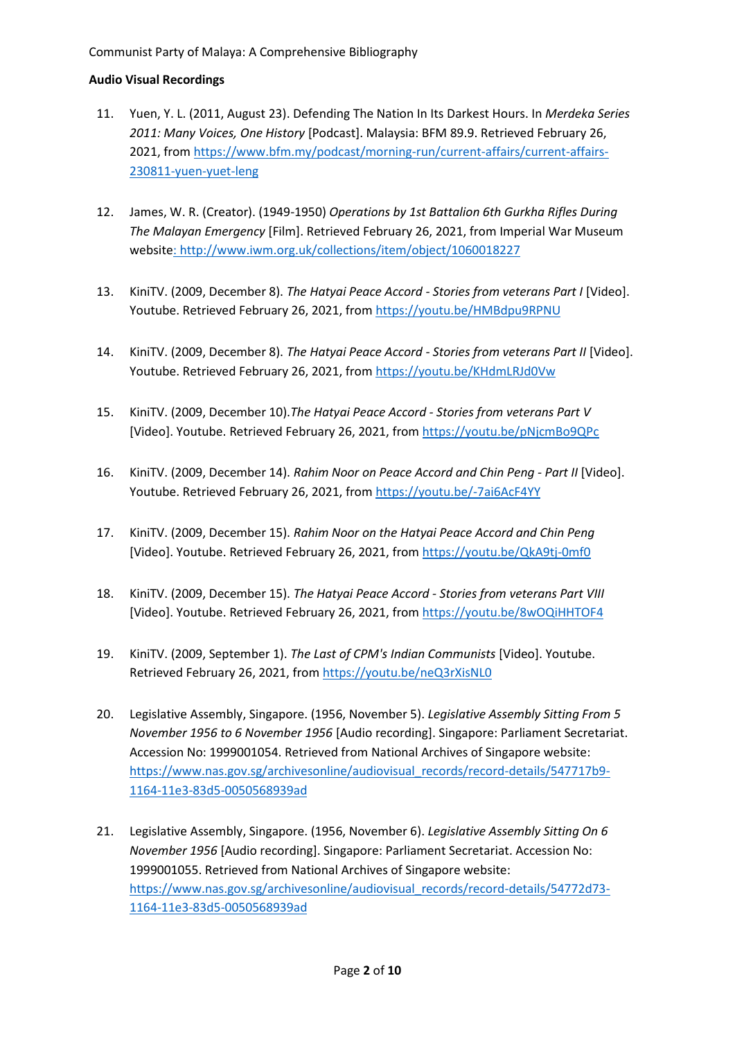**Audio Visual Recordings**

11. Yuen, Y. L. (2011, August 23). Defending The Nation In Its Darkest Hours. In *Merdeka Series 2011: Many Voices, One History* [Podcast]. Malaysia: BFM 89.9. Retrieved February 26, 2021, from https://www.bfm.my/podcast/morning-run/current-affairs/current-affairs-230811-yuen-yuet-leng

12. James, W. R. (Creator). (1949-1950) *Operations by 1st Battalion 6th Gurkha Rifles During The Malayan Emergency* [Film]. Retrieved February 26, 2021, from Imperial War Museum website: http://www.iwm.org.uk/collections/item/object/1060018227

13. KiniTV. (2009, December 8). *The Hatyai Peace Accord - Stories from veterans Part I* [Video]. Youtube. Retrieved February 26, 2021, from https://youtu.be/HMBdpu9RPNU

14. KiniTV. (2009, December 8). *The Hatyai Peace Accord - Stories from veterans Part II* [Video]. Youtube. Retrieved February 26, 2021, from https://youtu.be/KHdmLRJd0Vw

15. KiniTV. (2009, December 10).*The Hatyai Peace Accord - Stories from veterans Part V* [Video]. Youtube. Retrieved February 26, 2021, from https://youtu.be/pNjcmBo9QPc

16. KiniTV. (2009, December 14). *Rahim Noor on Peace Accord and Chin Peng - Part II* [Video]. Youtube. Retrieved February 26, 2021, from https://youtu.be/-7ai6AcF4YY

17. KiniTV. (2009, December 15). *Rahim Noor on the Hatyai Peace Accord and Chin Peng* [Video]. Youtube. Retrieved February 26, 2021, from https://youtu.be/QkA9tj-0mf0

18. KiniTV. (2009, December 15). *The Hatyai Peace Accord - Stories from veterans Part VIII* [Video]. Youtube. Retrieved February 26, 2021, from https://youtu.be/8wOQiHHTOF4

19. KiniTV. (2009, September 1). *The Last of CPM's Indian Communists* [Video]. Youtube. Retrieved February 26, 2021, from https://youtu.be/neQ3rXisNL0

20. Legislative Assembly, Singapore. (1956, November 5). *Legislative Assembly Sitting From 5 November 1956 to 6 November 1956* [Audio recording]. Singapore: Parliament Secretariat. Accession No: 1999001054. Retrieved from National Archives of Singapore website: https://www.nas.gov.sg/archivesonline/audiovisual_records/record-details/547717b9-1164-11e3-83d5-0050568939ad

21. Legislative Assembly, Singapore. (1956, November 6). *Legislative Assembly Sitting On 6 November 1956* [Audio recording]. Singapore: Parliament Secretariat. Accession No: 1999001055. Retrieved from National Archives of Singapore website: https://www.nas.gov.sg/archivesonline/audiovisual_records/record-details/54772d73-1164-11e3-83d5-0050568939ad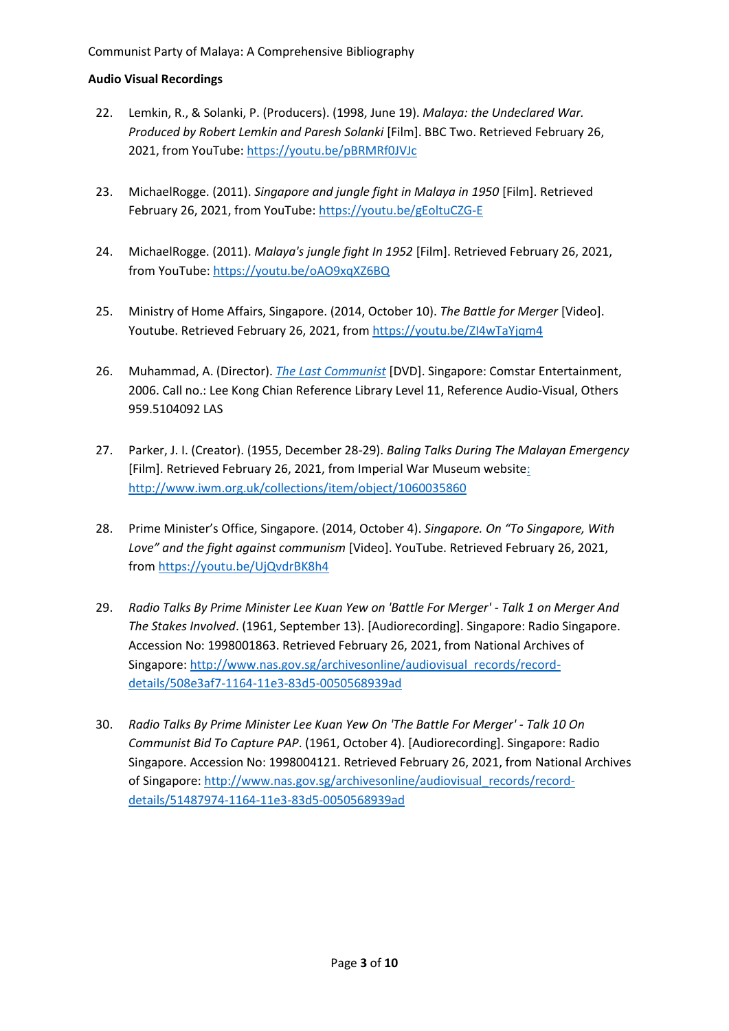**Audio Visual Recordings**

22. Lemkin, R., & Solanki, P. (Producers). (1998, June 19). *Malaya: the Undeclared War. Produced by Robert Lemkin and Paresh Solanki* [Film]. BBC Two. Retrieved February 26, 2021, from YouTube: https://youtu.be/pBRMRf0JVJc

23. MichaelRogge. (2011). *Singapore and jungle fight in Malaya in 1950* [Film]. Retrieved February 26, 2021, from YouTube: https://youtu.be/gEoltuCZG-E

24. MichaelRogge. (2011). *Malaya's jungle fight In 1952* [Film]. Retrieved February 26, 2021, from YouTube: https://youtu.be/oAO9xqXZ6BQ

25. Ministry of Home Affairs, Singapore. (2014, October 10). *The Battle for Merger* [Video]. Youtube. Retrieved February 26, 2021, from https://youtu.be/ZI4wTaYjqm4

26. Muhammad, A. (Director). *The Last Communist* [DVD]. Singapore: Comstar Entertainment, 2006. Call no.: Lee Kong Chian Reference Library Level 11, Reference Audio-Visual, Others 959.5104092 LAS

27. Parker, J. I. (Creator). (1955, December 28-29). *Baling Talks During The Malayan Emergency* [Film]. Retrieved February 26, 2021, from Imperial War Museum website: http://www.iwm.org.uk/collections/item/object/1060035860

28. Prime Minister's Office, Singapore. (2014, October 4). *Singapore. On "To Singapore, With Love" and the fight against communism* [Video]. YouTube. Retrieved February 26, 2021, from https://youtu.be/UjQvdrBK8h4

29. *Radio Talks By Prime Minister Lee Kuan Yew on 'Battle For Merger' - Talk 1 on Merger And The Stakes Involved*. (1961, September 13). [Audiorecording]. Singapore: Radio Singapore. Accession No: 1998001863. Retrieved February 26, 2021, from National Archives of Singapore: http://www.nas.gov.sg/archivesonline/audiovisual_records/record-details/508e3af7-1164-11e3-83d5-0050568939ad

30. *Radio Talks By Prime Minister Lee Kuan Yew On 'The Battle For Merger' - Talk 10 On Communist Bid To Capture PAP*. (1961, October 4). [Audiorecording]. Singapore: Radio Singapore. Accession No: 1998004121. Retrieved February 26, 2021, from National Archives of Singapore: http://www.nas.gov.sg/archivesonline/audiovisual_records/record-details/51487974-1164-11e3-83d5-0050568939ad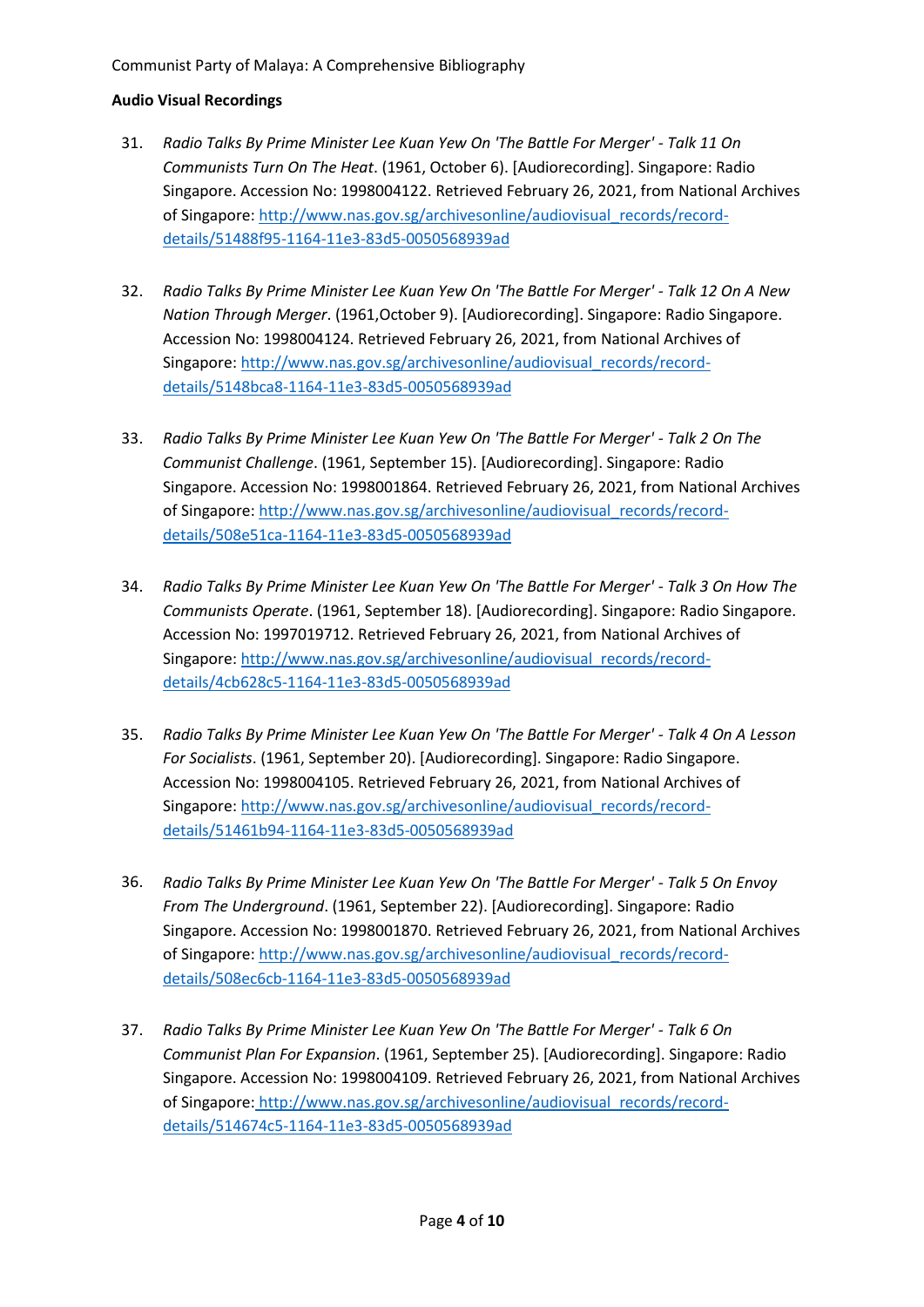### Audio Visual Recordings

31. *Radio Talks By Prime Minister Lee Kuan Yew On 'The Battle For Merger' - Talk 11 On Communists Turn On The Heat*. (1961, October 6). [Audiorecording]. Singapore: Radio Singapore. Accession No: 1998004122. Retrieved February 26, 2021, from National Archives of Singapore: http://www.nas.gov.sg/archivesonline/audiovisual_records/record-details/51488f95-1164-11e3-83d5-0050568939ad

32. *Radio Talks By Prime Minister Lee Kuan Yew On 'The Battle For Merger' - Talk 12 On A New Nation Through Merger*. (1961,October 9). [Audiorecording]. Singapore: Radio Singapore. Accession No: 1998004124. Retrieved February 26, 2021, from National Archives of Singapore: http://www.nas.gov.sg/archivesonline/audiovisual_records/record-details/5148bca8-1164-11e3-83d5-0050568939ad

33. *Radio Talks By Prime Minister Lee Kuan Yew On 'The Battle For Merger' - Talk 2 On The Communist Challenge*. (1961, September 15). [Audiorecording]. Singapore: Radio Singapore. Accession No: 1998001864. Retrieved February 26, 2021, from National Archives of Singapore: http://www.nas.gov.sg/archivesonline/audiovisual_records/record-details/508e51ca-1164-11e3-83d5-0050568939ad

34. *Radio Talks By Prime Minister Lee Kuan Yew On 'The Battle For Merger' - Talk 3 On How The Communists Operate*. (1961, September 18). [Audiorecording]. Singapore: Radio Singapore. Accession No: 1997019712. Retrieved February 26, 2021, from National Archives of Singapore: http://www.nas.gov.sg/archivesonline/audiovisual_records/record-details/4cb628c5-1164-11e3-83d5-0050568939ad

35. *Radio Talks By Prime Minister Lee Kuan Yew On 'The Battle For Merger' - Talk 4 On A Lesson For Socialists*. (1961, September 20). [Audiorecording]. Singapore: Radio Singapore. Accession No: 1998004105. Retrieved February 26, 2021, from National Archives of Singapore: http://www.nas.gov.sg/archivesonline/audiovisual_records/record-details/51461b94-1164-11e3-83d5-0050568939ad

36. *Radio Talks By Prime Minister Lee Kuan Yew On 'The Battle For Merger' - Talk 5 On Envoy From The Underground*. (1961, September 22). [Audiorecording]. Singapore: Radio Singapore. Accession No: 1998001870. Retrieved February 26, 2021, from National Archives of Singapore: http://www.nas.gov.sg/archivesonline/audiovisual_records/record-details/508ec6cb-1164-11e3-83d5-0050568939ad

37. *Radio Talks By Prime Minister Lee Kuan Yew On 'The Battle For Merger' - Talk 6 On Communist Plan For Expansion*. (1961, September 25). [Audiorecording]. Singapore: Radio Singapore. Accession No: 1998004109. Retrieved February 26, 2021, from National Archives of Singapore: http://www.nas.gov.sg/archivesonline/audiovisual_records/record-details/514674c5-1164-11e3-83d5-0050568939ad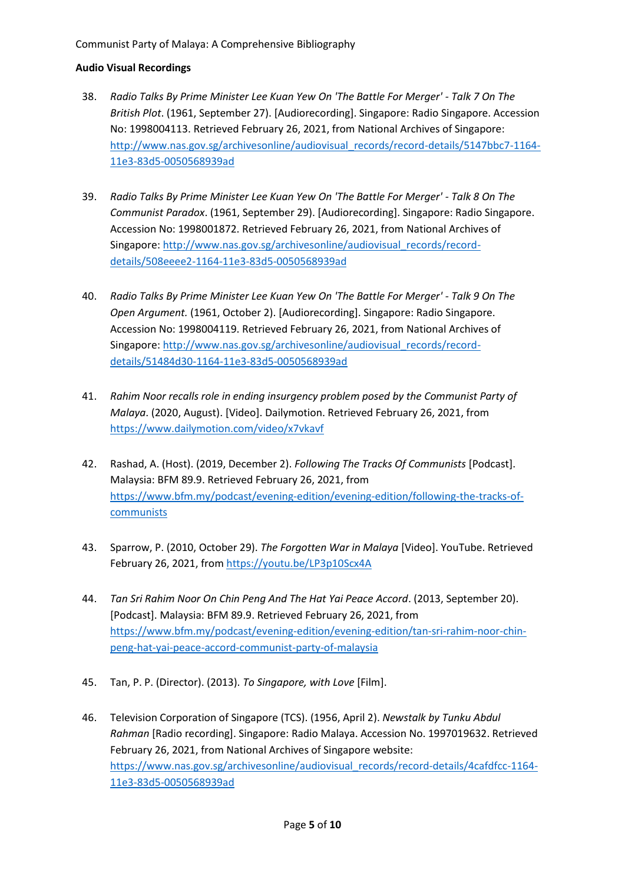**Audio Visual Recordings**

38. *Radio Talks By Prime Minister Lee Kuan Yew On 'The Battle For Merger' - Talk 7 On The British Plot*. (1961, September 27). [Audiorecording]. Singapore: Radio Singapore. Accession No: 1998004113. Retrieved February 26, 2021, from National Archives of Singapore: http://www.nas.gov.sg/archivesonline/audiovisual_records/record-details/5147bbc7-1164-11e3-83d5-0050568939ad

39. *Radio Talks By Prime Minister Lee Kuan Yew On 'The Battle For Merger' - Talk 8 On The Communist Paradox*. (1961, September 29). [Audiorecording]. Singapore: Radio Singapore. Accession No: 1998001872. Retrieved February 26, 2021, from National Archives of Singapore: http://www.nas.gov.sg/archivesonline/audiovisual_records/record-details/508eeee2-1164-11e3-83d5-0050568939ad

40. *Radio Talks By Prime Minister Lee Kuan Yew On 'The Battle For Merger' - Talk 9 On The Open Argument.* (1961, October 2). [Audiorecording]. Singapore: Radio Singapore. Accession No: 1998004119. Retrieved February 26, 2021, from National Archives of Singapore: http://www.nas.gov.sg/archivesonline/audiovisual_records/record-details/51484d30-1164-11e3-83d5-0050568939ad

41. *Rahim Noor recalls role in ending insurgency problem posed by the Communist Party of Malaya*. (2020, August). [Video]. Dailymotion. Retrieved February 26, 2021, from https://www.dailymotion.com/video/x7vkavf

42. Rashad, A. (Host). (2019, December 2). *Following The Tracks Of Communists* [Podcast]. Malaysia: BFM 89.9. Retrieved February 26, 2021, from https://www.bfm.my/podcast/evening-edition/evening-edition/following-the-tracks-of-communists

43. Sparrow, P. (2010, October 29). *The Forgotten War in Malaya* [Video]. YouTube. Retrieved February 26, 2021, from https://youtu.be/LP3p10Scx4A

44. *Tan Sri Rahim Noor On Chin Peng And The Hat Yai Peace Accord*. (2013, September 20). [Podcast]. Malaysia: BFM 89.9. Retrieved February 26, 2021, from https://www.bfm.my/podcast/evening-edition/evening-edition/tan-sri-rahim-noor-chin-peng-hat-yai-peace-accord-communist-party-of-malaysia

45. Tan, P. P. (Director). (2013). *To Singapore, with Love* [Film].

46. Television Corporation of Singapore (TCS). (1956, April 2). *Newstalk by Tunku Abdul Rahman* [Radio recording]. Singapore: Radio Malaya. Accession No. 1997019632. Retrieved February 26, 2021, from National Archives of Singapore website: https://www.nas.gov.sg/archivesonline/audiovisual_records/record-details/4cafdfcc-1164-11e3-83d5-0050568939ad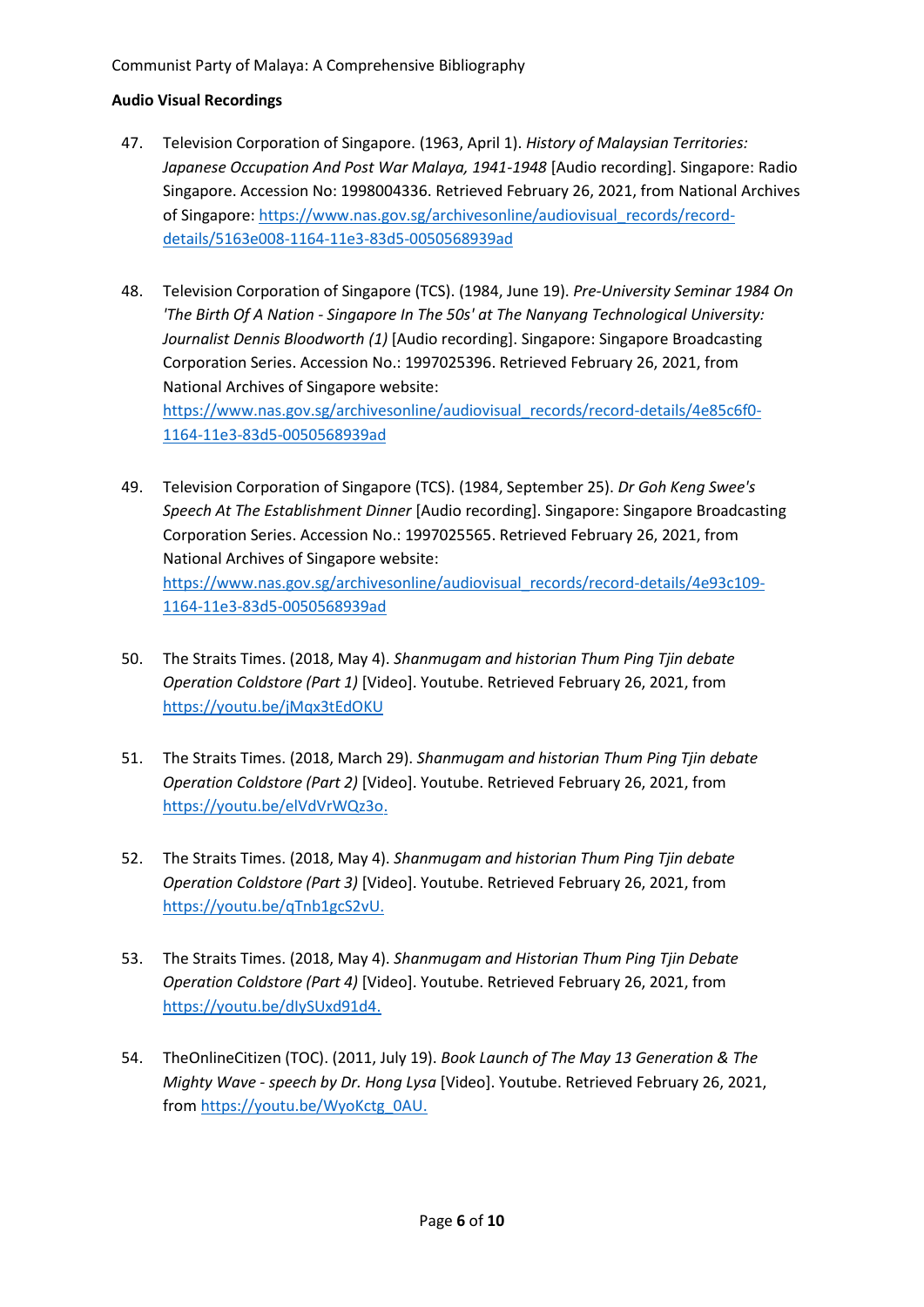**Audio Visual Recordings**

47. Television Corporation of Singapore. (1963, April 1). *History of Malaysian Territories: Japanese Occupation And Post War Malaya, 1941-1948* [Audio recording]. Singapore: Radio Singapore. Accession No: 1998004336. Retrieved February 26, 2021, from National Archives of Singapore: https://www.nas.gov.sg/archivesonline/audiovisual_records/record-details/5163e008-1164-11e3-83d5-0050568939ad

48. Television Corporation of Singapore (TCS). (1984, June 19). *Pre-University Seminar 1984 On 'The Birth Of A Nation - Singapore In The 50s' at The Nanyang Technological University: Journalist Dennis Bloodworth (1)* [Audio recording]. Singapore: Singapore Broadcasting Corporation Series. Accession No.: 1997025396. Retrieved February 26, 2021, from National Archives of Singapore website: https://www.nas.gov.sg/archivesonline/audiovisual_records/record-details/4e85c6f0-1164-11e3-83d5-0050568939ad

49. Television Corporation of Singapore (TCS). (1984, September 25). *Dr Goh Keng Swee's Speech At The Establishment Dinner* [Audio recording]. Singapore: Singapore Broadcasting Corporation Series. Accession No.: 1997025565. Retrieved February 26, 2021, from National Archives of Singapore website: https://www.nas.gov.sg/archivesonline/audiovisual_records/record-details/4e93c109-1164-11e3-83d5-0050568939ad

50. The Straits Times. (2018, May 4). *Shanmugam and historian Thum Ping Tjin debate Operation Coldstore (Part 1)* [Video]. Youtube. Retrieved February 26, 2021, from https://youtu.be/jMqx3tEdOKU

51. The Straits Times. (2018, March 29). *Shanmugam and historian Thum Ping Tjin debate Operation Coldstore (Part 2)* [Video]. Youtube. Retrieved February 26, 2021, from https://youtu.be/elVdVrWQz3o.

52. The Straits Times. (2018, May 4). *Shanmugam and historian Thum Ping Tjin debate Operation Coldstore (Part 3)* [Video]. Youtube. Retrieved February 26, 2021, from https://youtu.be/qTnb1gcS2vU.

53. The Straits Times. (2018, May 4). *Shanmugam and Historian Thum Ping Tjin Debate Operation Coldstore (Part 4)* [Video]. Youtube. Retrieved February 26, 2021, from https://youtu.be/dIySUxd91d4.

54. TheOnlineCitizen (TOC). (2011, July 19). *Book Launch of The May 13 Generation & The Mighty Wave - speech by Dr. Hong Lysa* [Video]. Youtube. Retrieved February 26, 2021, from https://youtu.be/WyoKctg_0AU.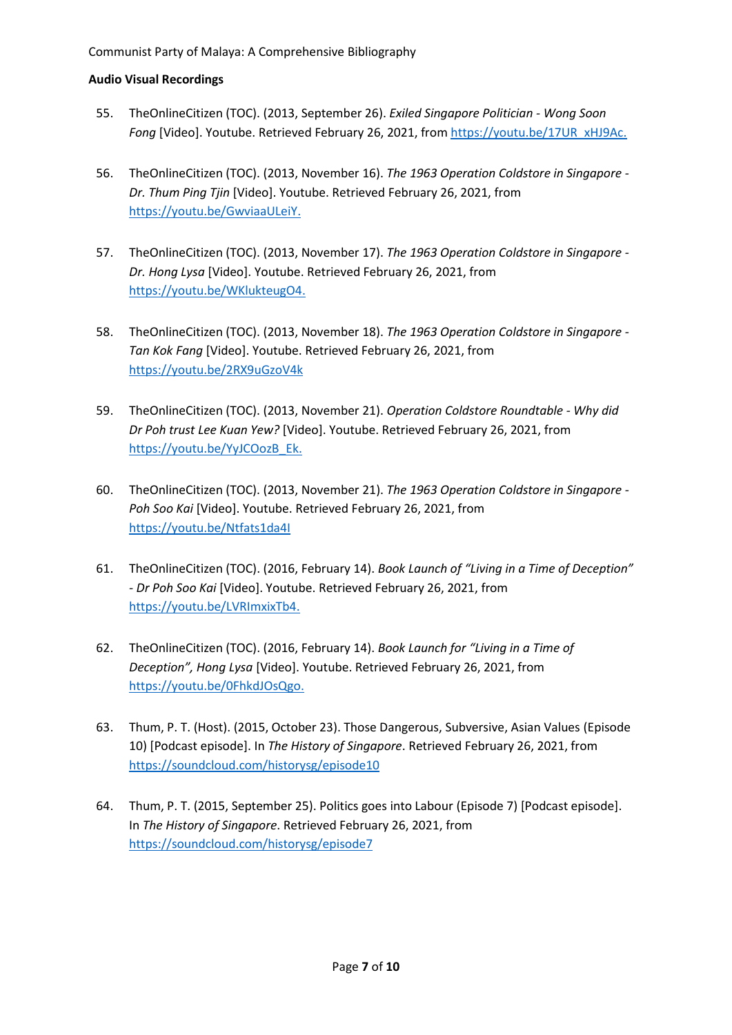**Audio Visual Recordings**

55. TheOnlineCitizen (TOC). (2013, September 26). *Exiled Singapore Politician - Wong Soon Fong* [Video]. Youtube. Retrieved February 26, 2021, from https://youtu.be/17UR_xHJ9Ac.

56. TheOnlineCitizen (TOC). (2013, November 16). *The 1963 Operation Coldstore in Singapore - Dr. Thum Ping Tjin* [Video]. Youtube. Retrieved February 26, 2021, from https://youtu.be/GwviaaULeiY.

57. TheOnlineCitizen (TOC). (2013, November 17). *The 1963 Operation Coldstore in Singapore - Dr. Hong Lysa* [Video]. Youtube. Retrieved February 26, 2021, from https://youtu.be/WKlukteugO4.

58. TheOnlineCitizen (TOC). (2013, November 18). *The 1963 Operation Coldstore in Singapore - Tan Kok Fang* [Video]. Youtube. Retrieved February 26, 2021, from https://youtu.be/2RX9uGzoV4k

59. TheOnlineCitizen (TOC). (2013, November 21). *Operation Coldstore Roundtable - Why did Dr Poh trust Lee Kuan Yew?* [Video]. Youtube. Retrieved February 26, 2021, from https://youtu.be/YyJCOozB_Ek.

60. TheOnlineCitizen (TOC). (2013, November 21). *The 1963 Operation Coldstore in Singapore - Poh Soo Kai* [Video]. Youtube. Retrieved February 26, 2021, from https://youtu.be/Ntfats1da4I

61. TheOnlineCitizen (TOC). (2016, February 14). *Book Launch of "Living in a Time of Deception" - Dr Poh Soo Kai* [Video]. Youtube. Retrieved February 26, 2021, from https://youtu.be/LVRImxixTb4.

62. TheOnlineCitizen (TOC). (2016, February 14). *Book Launch for "Living in a Time of Deception", Hong Lysa* [Video]. Youtube. Retrieved February 26, 2021, from https://youtu.be/0FhkdJOsQgo.

63. Thum, P. T. (Host). (2015, October 23). Those Dangerous, Subversive, Asian Values (Episode 10) [Podcast episode]. In *The History of Singapore*. Retrieved February 26, 2021, from https://soundcloud.com/historysg/episode10

64. Thum, P. T. (2015, September 25). Politics goes into Labour (Episode 7) [Podcast episode]. In *The History of Singapore*. Retrieved February 26, 2021, from https://soundcloud.com/historysg/episode7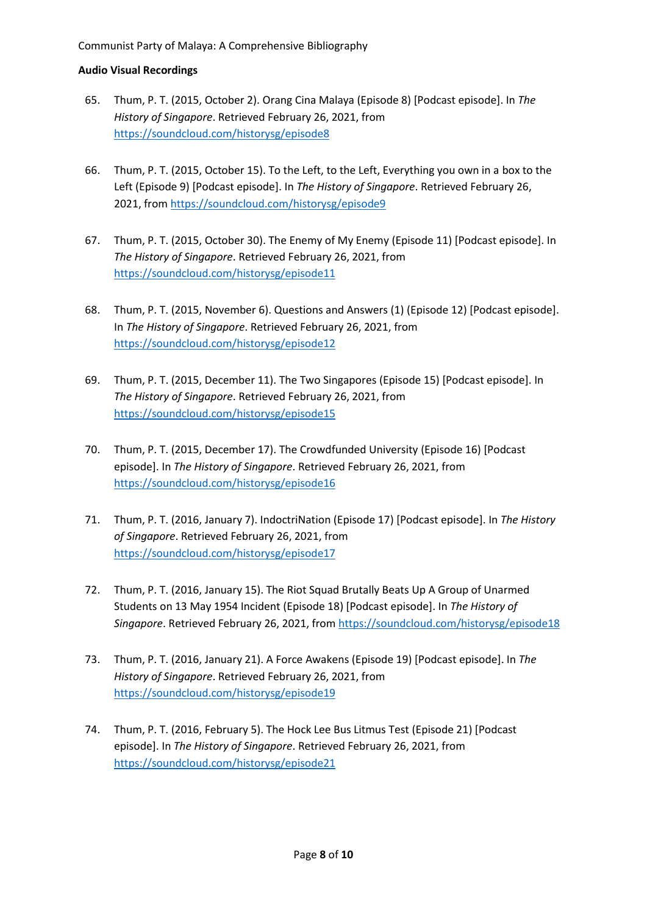**Audio Visual Recordings**

65. Thum, P. T. (2015, October 2). Orang Cina Malaya (Episode 8) [Podcast episode]. In *The History of Singapore*. Retrieved February 26, 2021, from https://soundcloud.com/historysg/episode8

66. Thum, P. T. (2015, October 15). To the Left, to the Left, Everything you own in a box to the Left (Episode 9) [Podcast episode]. In *The History of Singapore*. Retrieved February 26, 2021, from https://soundcloud.com/historysg/episode9

67. Thum, P. T. (2015, October 30). The Enemy of My Enemy (Episode 11) [Podcast episode]. In *The History of Singapore*. Retrieved February 26, 2021, from https://soundcloud.com/historysg/episode11

68. Thum, P. T. (2015, November 6). Questions and Answers (1) (Episode 12) [Podcast episode]. In *The History of Singapore*. Retrieved February 26, 2021, from https://soundcloud.com/historysg/episode12

69. Thum, P. T. (2015, December 11). The Two Singapores (Episode 15) [Podcast episode]. In *The History of Singapore*. Retrieved February 26, 2021, from https://soundcloud.com/historysg/episode15

70. Thum, P. T. (2015, December 17). The Crowdfunded University (Episode 16) [Podcast episode]. In *The History of Singapore*. Retrieved February 26, 2021, from https://soundcloud.com/historysg/episode16

71. Thum, P. T. (2016, January 7). IndoctriNation (Episode 17) [Podcast episode]. In *The History of Singapore*. Retrieved February 26, 2021, from https://soundcloud.com/historysg/episode17

72. Thum, P. T. (2016, January 15). The Riot Squad Brutally Beats Up A Group of Unarmed Students on 13 May 1954 Incident (Episode 18) [Podcast episode]. In *The History of Singapore*. Retrieved February 26, 2021, from https://soundcloud.com/historysg/episode18

73. Thum, P. T. (2016, January 21). A Force Awakens (Episode 19) [Podcast episode]. In *The History of Singapore*. Retrieved February 26, 2021, from https://soundcloud.com/historysg/episode19

74. Thum, P. T. (2016, February 5). The Hock Lee Bus Litmus Test (Episode 21) [Podcast episode]. In *The History of Singapore*. Retrieved February 26, 2021, from https://soundcloud.com/historysg/episode21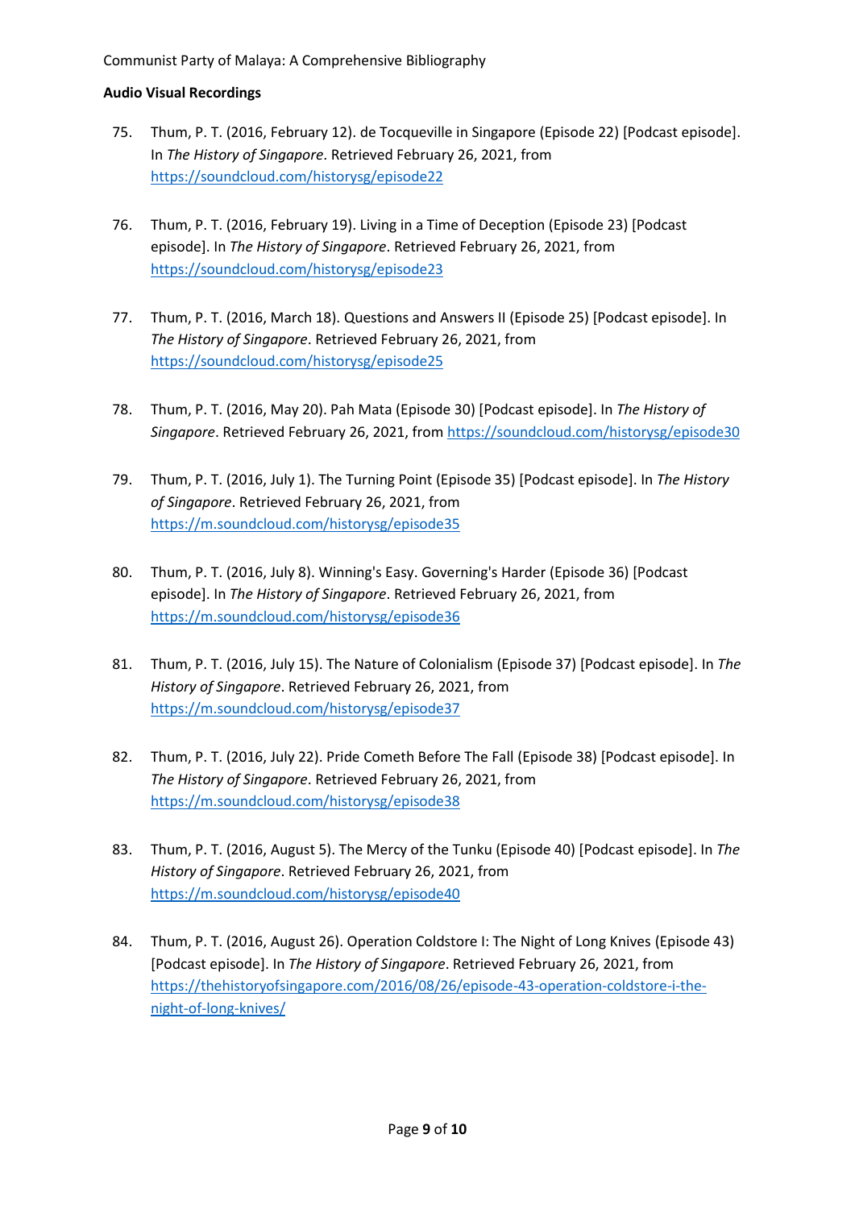**Audio Visual Recordings**

75. Thum, P. T. (2016, February 12). de Tocqueville in Singapore (Episode 22) [Podcast episode]. In *The History of Singapore*. Retrieved February 26, 2021, from https://soundcloud.com/historysg/episode22

76. Thum, P. T. (2016, February 19). Living in a Time of Deception (Episode 23) [Podcast episode]. In *The History of Singapore*. Retrieved February 26, 2021, from https://soundcloud.com/historysg/episode23

77. Thum, P. T. (2016, March 18). Questions and Answers II (Episode 25) [Podcast episode]. In *The History of Singapore*. Retrieved February 26, 2021, from https://soundcloud.com/historysg/episode25

78. Thum, P. T. (2016, May 20). Pah Mata (Episode 30) [Podcast episode]. In *The History of Singapore*. Retrieved February 26, 2021, from https://soundcloud.com/historysg/episode30

79. Thum, P. T. (2016, July 1). The Turning Point (Episode 35) [Podcast episode]. In *The History of Singapore*. Retrieved February 26, 2021, from https://m.soundcloud.com/historysg/episode35

80. Thum, P. T. (2016, July 8). Winning's Easy. Governing's Harder (Episode 36) [Podcast episode]. In *The History of Singapore*. Retrieved February 26, 2021, from https://m.soundcloud.com/historysg/episode36

81. Thum, P. T. (2016, July 15). The Nature of Colonialism (Episode 37) [Podcast episode]. In *The History of Singapore*. Retrieved February 26, 2021, from https://m.soundcloud.com/historysg/episode37

82. Thum, P. T. (2016, July 22). Pride Cometh Before The Fall (Episode 38) [Podcast episode]. In *The History of Singapore*. Retrieved February 26, 2021, from https://m.soundcloud.com/historysg/episode38

83. Thum, P. T. (2016, August 5). The Mercy of the Tunku (Episode 40) [Podcast episode]. In *The History of Singapore*. Retrieved February 26, 2021, from https://m.soundcloud.com/historysg/episode40

84. Thum, P. T. (2016, August 26). Operation Coldstore I: The Night of Long Knives (Episode 43) [Podcast episode]. In *The History of Singapore*. Retrieved February 26, 2021, from https://thehistoryofsingapore.com/2016/08/26/episode-43-operation-coldstore-i-the-night-of-long-knives/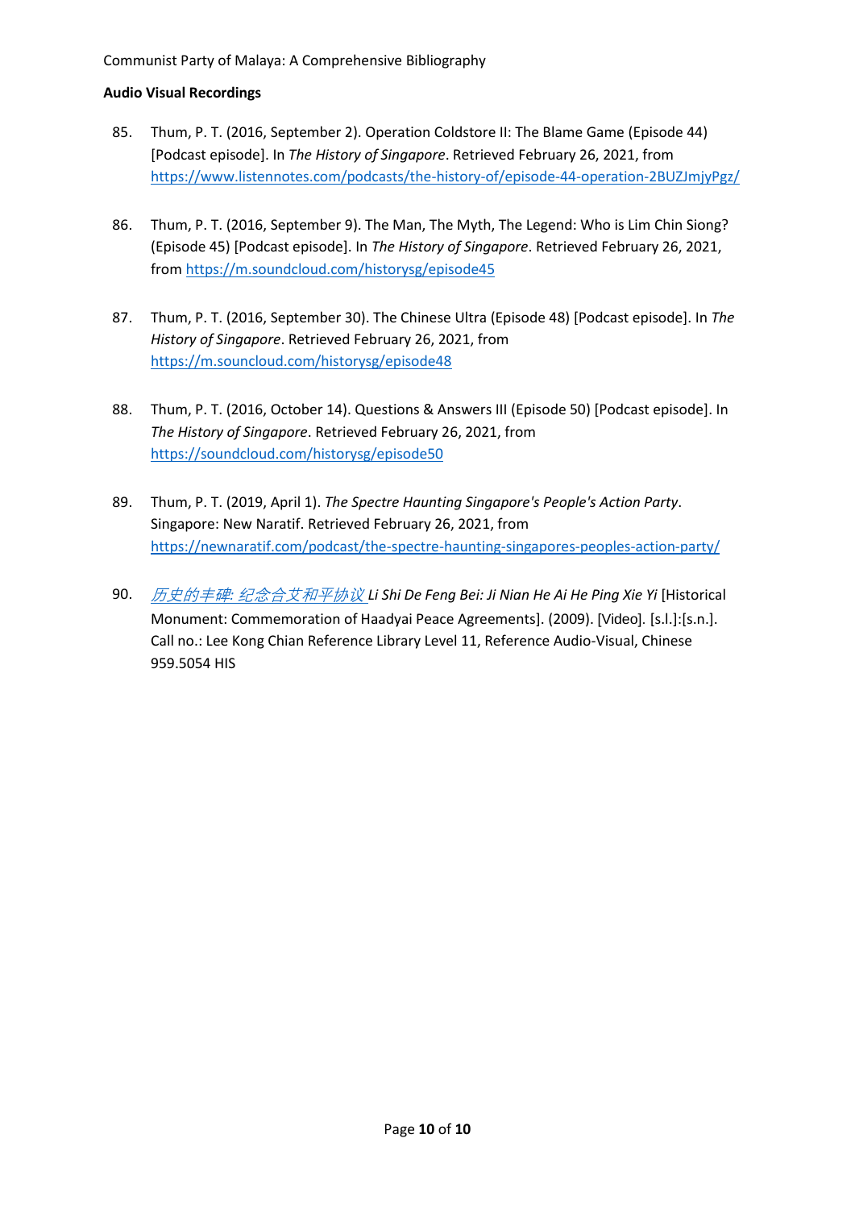**Audio Visual Recordings**

85. Thum, P. T. (2016, September 2). Operation Coldstore II: The Blame Game (Episode 44) [Podcast episode]. In *The History of Singapore*. Retrieved February 26, 2021, from https://www.listennotes.com/podcasts/the-history-of/episode-44-operation-2BUZJmjyPgz/

86. Thum, P. T. (2016, September 9). The Man, The Myth, The Legend: Who is Lim Chin Siong? (Episode 45) [Podcast episode]. In *The History of Singapore*. Retrieved February 26, 2021, from https://m.soundcloud.com/historysg/episode45

87. Thum, P. T. (2016, September 30). The Chinese Ultra (Episode 48) [Podcast episode]. In *The History of Singapore*. Retrieved February 26, 2021, from https://m.souncloud.com/historysg/episode48

88. Thum, P. T. (2016, October 14). Questions & Answers III (Episode 50) [Podcast episode]. In *The History of Singapore*. Retrieved February 26, 2021, from https://soundcloud.com/historysg/episode50

89. Thum, P. T. (2019, April 1). *The Spectre Haunting Singapore's People's Action Party*. Singapore: New Naratif. Retrieved February 26, 2021, from https://newnaratif.com/podcast/the-spectre-haunting-singapores-peoples-action-party/

90. *历史的丰碑: 纪念合艾和平协议 Li Shi De Feng Bei: Ji Nian He Ai He Ping Xie Yi* [Historical Monument: Commemoration of Haadyai Peace Agreements]. (2009). [Video]. [s.l.]:[s.n.]. Call no.: Lee Kong Chian Reference Library Level 11, Reference Audio-Visual, Chinese 959.5054 HIS